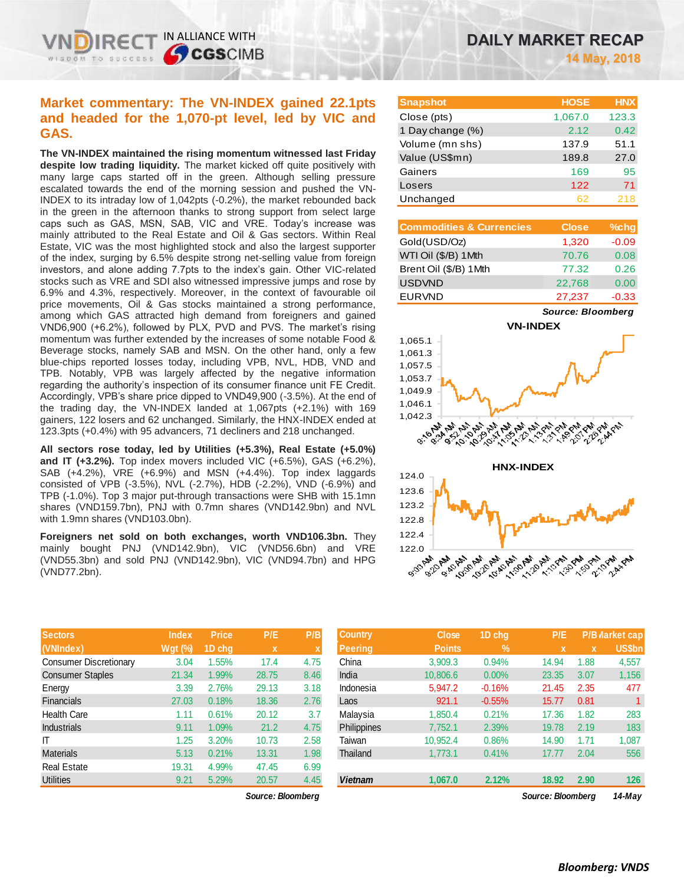# DAILY MARKET RECAP

**14 May, 2018**

## Market commentary: The VN-INDEX gained 22.1pts and headed for the 1,070-pt level, led by VIC and GAS.

**The VN-INDEX maintained the rising momentum witnessed last Friday despite low trading liquidity.** The market kicked off quite positively with many large caps started off in the green. Although selling pressure escalated towards the end of the morning session and pushed the VN-INDEX to its intraday low of 1,042pts (-0.2%), the market rebounded back in the green in the afternoon thanks to strong support from select large caps such as GAS, MSN, SAB, VIC and VRE. Today's increase was mainly attributed to the Real Estate and Oil & Gas sectors. Within Real Estate, VIC was the most highlighted stock and also the largest supporter of the index, surging by 6.5% despite strong net-selling value from foreign investors, and alone adding 7.7pts to the index's gain. Other VIC-related stocks such as VRE and SDI also witnessed impressive jumps and rose by 6.9% and 4.3%, respectively. Moreover, in the context of favourable oil price movements, Oil & Gas stocks maintained a strong performance, among which GAS attracted high demand from foreigners and gained VND6,900 (+6.2%), followed by PLX, PVD and PVS. The market's rising momentum was further extended by the increases of some notable Food & Beverage stocks, namely SAB and MSN. On the other hand, only a few blue-chips reported losses today, including VPB, NVL, HDB, VND and TPB. Notably, VPB was largely affected by the negative information regarding the authority's inspection of its consumer finance unit FE Credit. Accordingly, VPB's share price dipped to VND49,900 (-3.5%). At the end of the trading day, the VN-INDEX landed at 1,067pts (+2.1%) with 169 gainers, 122 losers and 62 unchanged. Similarly, the HNX-INDEX ended at 123.3pts (+0.4%) with 95 advancers, 71 decliners and 218 unchanged.

**All sectors rose today, led by Utilities (+5.3%), Real Estate (+5.0%) and IT (+3.2%).** Top index movers included VIC (+6.5%), GAS (+6.2%), SAB (+4.2%), VRE (+6.9%) and MSN (+4.4%). Top index laggards consisted of VPB (-3.5%), NVL (-2.7%), HDB (-2.2%), VND (-6.9%) and TPB (-1.0%). Top 3 major put-through transactions were SHB with 15.1mn shares (VND159.7bn), PNJ with 0.7mn shares (VND142.9bn) and NVL with 1.9mn shares (VND103.0bn).

**Foreigners net sold on both exchanges, worth VND106.3bn.** They mainly bought PNJ (VND142.9bn), VIC (VND56.6bn) and VRE (VND55.3bn) and sold PNJ (VND142.9bn), VIC (VND94.7bn) and HPG (VND77.2bn).

| Snapshot | HOSE | HNX |
|---|---|---|
| Close (pts) | 1,067.0 | 123.3 |
| 1 Day change (%) | 2.12 | 0.42 |
| Volume (mn shs) | 137.9 | 51.1 |
| Value (US$mn) | 189.8 | 27.0 |
| Gainers | 169 | 95 |
| Losers | 122 | 71 |
| Unchanged | 62 | 218 |

| Commodities & Currencies | Close | %chg |
|---|---|---|
| Gold(USD/Oz) | 1,320 | -0.09 |
| WTI Oil ($/B) 1Mth | 70.76 | 0.08 |
| Brent Oil ($/B) 1Mth | 77.32 | 0.26 |
| USDVND | 22,768 | 0.00 |
| EURVND | 27,237 | -0.33 |

*Source: Bloomberg*

| Sectors (VNIndex) | Index Wgt (%) | Price 1D chg | P/E x | P/B x |
|---|---|---|---|---|
| Consumer Discretionary | 3.04 | 1.55% | 17.4 | 4.75 |
| Consumer Staples | 21.34 | 1.99% | 28.75 | 8.46 |
| Energy | 3.39 | 2.76% | 29.13 | 3.18 |
| Financials | 27.03 | 0.18% | 18.36 | 2.76 |
| Health Care | 1.11 | 0.61% | 20.12 | 3.7 |
| Industrials | 9.11 | 1.09% | 21.2 | 4.75 |
| IT | 1.25 | 3.20% | 10.73 | 2.58 |
| Materials | 5.13 | 0.21% | 13.31 | 1.98 |
| Real Estate | 19.31 | 4.99% | 47.45 | 6.99 |
| Utilities | 9.21 | 5.29% | 20.57 | 4.45 |

*Source: Bloomberg*

| Country Peering | Close Points | 1D chg % | P/E x | P/B x | Market cap US$bn |
|---|---|---|---|---|---|
| China | 3,909.3 | 0.94% | 14.94 | 1.88 | 4,557 |
| India | 10,806.6 | 0.00% | 23.35 | 3.07 | 1,156 |
| Indonesia | 5,947.2 | -0.16% | 21.45 | 2.35 | 477 |
| Laos | 921.1 | -0.55% | 15.77 | 0.81 | 1 |
| Malaysia | 1,850.4 | 0.21% | 17.36 | 1.82 | 283 |
| Philippines | 7,752.1 | 2.39% | 19.78 | 2.19 | 183 |
| Taiwan | 10,952.4 | 0.86% | 14.90 | 1.71 | 1,087 |
| Thailand | 1,773.1 | 0.41% | 17.77 | 2.04 | 556 |
| **Vietnam** | **1,067.0** | **2.12%** | **18.92** | **2.90** | **126** |

*Source: Bloomberg* *14-May*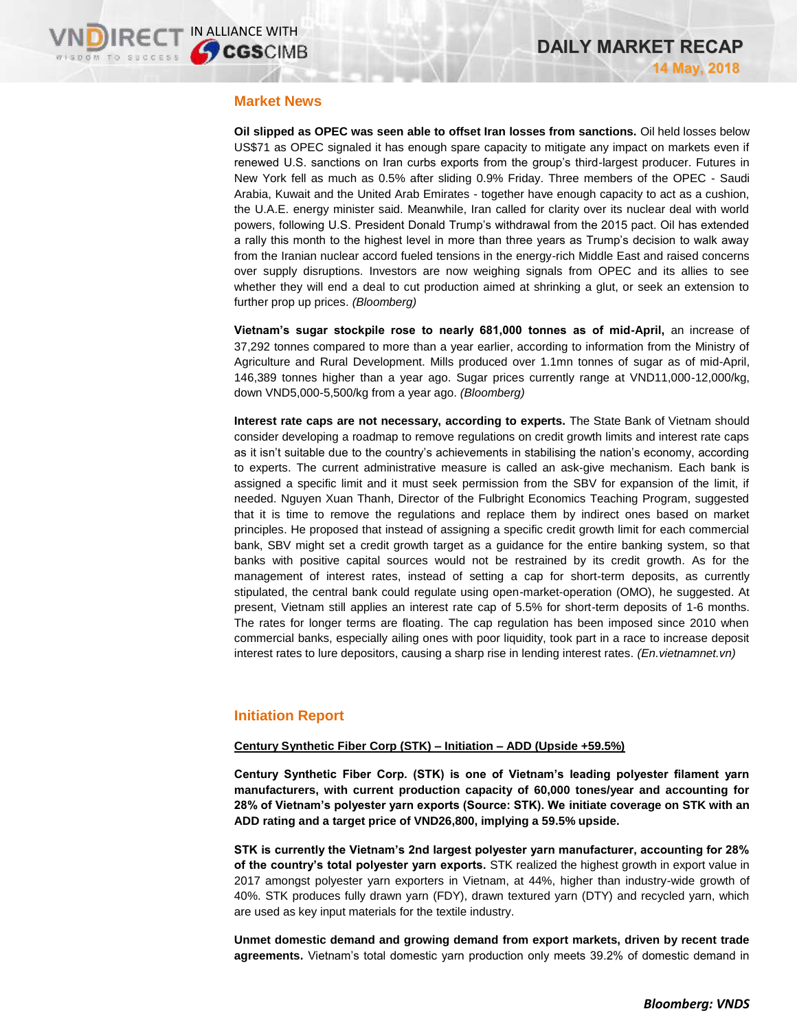## Market News

**Oil slipped as OPEC was seen able to offset Iran losses from sanctions.** Oil held losses below US$71 as OPEC signaled it has enough spare capacity to mitigate any impact on markets even if renewed U.S. sanctions on Iran curbs exports from the group's third-largest producer. Futures in New York fell as much as 0.5% after sliding 0.9% Friday. Three members of the OPEC - Saudi Arabia, Kuwait and the United Arab Emirates - together have enough capacity to act as a cushion, the U.A.E. energy minister said. Meanwhile, Iran called for clarity over its nuclear deal with world powers, following U.S. President Donald Trump's withdrawal from the 2015 pact. Oil has extended a rally this month to the highest level in more than three years as Trump's decision to walk away from the Iranian nuclear accord fueled tensions in the energy-rich Middle East and raised concerns over supply disruptions. Investors are now weighing signals from OPEC and its allies to see whether they will end a deal to cut production aimed at shrinking a glut, or seek an extension to further prop up prices. *(Bloomberg)*

**Vietnam's sugar stockpile rose to nearly 681,000 tonnes as of mid-April,** an increase of 37,292 tonnes compared to more than a year earlier, according to information from the Ministry of Agriculture and Rural Development. Mills produced over 1.1mn tonnes of sugar as of mid-April, 146,389 tonnes higher than a year ago. Sugar prices currently range at VND11,000-12,000/kg, down VND5,000-5,500/kg from a year ago. *(Bloomberg)*

**Interest rate caps are not necessary, according to experts.** The State Bank of Vietnam should consider developing a roadmap to remove regulations on credit growth limits and interest rate caps as it isn't suitable due to the country's achievements in stabilising the nation's economy, according to experts. The current administrative measure is called an ask-give mechanism. Each bank is assigned a specific limit and it must seek permission from the SBV for expansion of the limit, if needed. Nguyen Xuan Thanh, Director of the Fulbright Economics Teaching Program, suggested that it is time to remove the regulations and replace them by indirect ones based on market principles. He proposed that instead of assigning a specific credit growth limit for each commercial bank, SBV might set a credit growth target as a guidance for the entire banking system, so that banks with positive capital sources would not be restrained by its credit growth. As for the management of interest rates, instead of setting a cap for short-term deposits, as currently stipulated, the central bank could regulate using open-market-operation (OMO), he suggested. At present, Vietnam still applies an interest rate cap of 5.5% for short-term deposits of 1-6 months. The rates for longer terms are floating. The cap regulation has been imposed since 2010 when commercial banks, especially ailing ones with poor liquidity, took part in a race to increase deposit interest rates to lure depositors, causing a sharp rise in lending interest rates. *(En.vietnamnet.vn)*

## Initiation Report

**Century Synthetic Fiber Corp (STK) – Initiation – ADD (Upside +59.5%)**

**Century Synthetic Fiber Corp. (STK) is one of Vietnam's leading polyester filament yarn manufacturers, with current production capacity of 60,000 tones/year and accounting for 28% of Vietnam's polyester yarn exports (Source: STK). We initiate coverage on STK with an ADD rating and a target price of VND26,800, implying a 59.5% upside.**

**STK is currently the Vietnam's 2nd largest polyester yarn manufacturer, accounting for 28% of the country's total polyester yarn exports.** STK realized the highest growth in export value in 2017 amongst polyester yarn exporters in Vietnam, at 44%, higher than industry-wide growth of 40%. STK produces fully drawn yarn (FDY), drawn textured yarn (DTY) and recycled yarn, which are used as key input materials for the textile industry.

**Unmet domestic demand and growing demand from export markets, driven by recent trade agreements.** Vietnam's total domestic yarn production only meets 39.2% of domestic demand in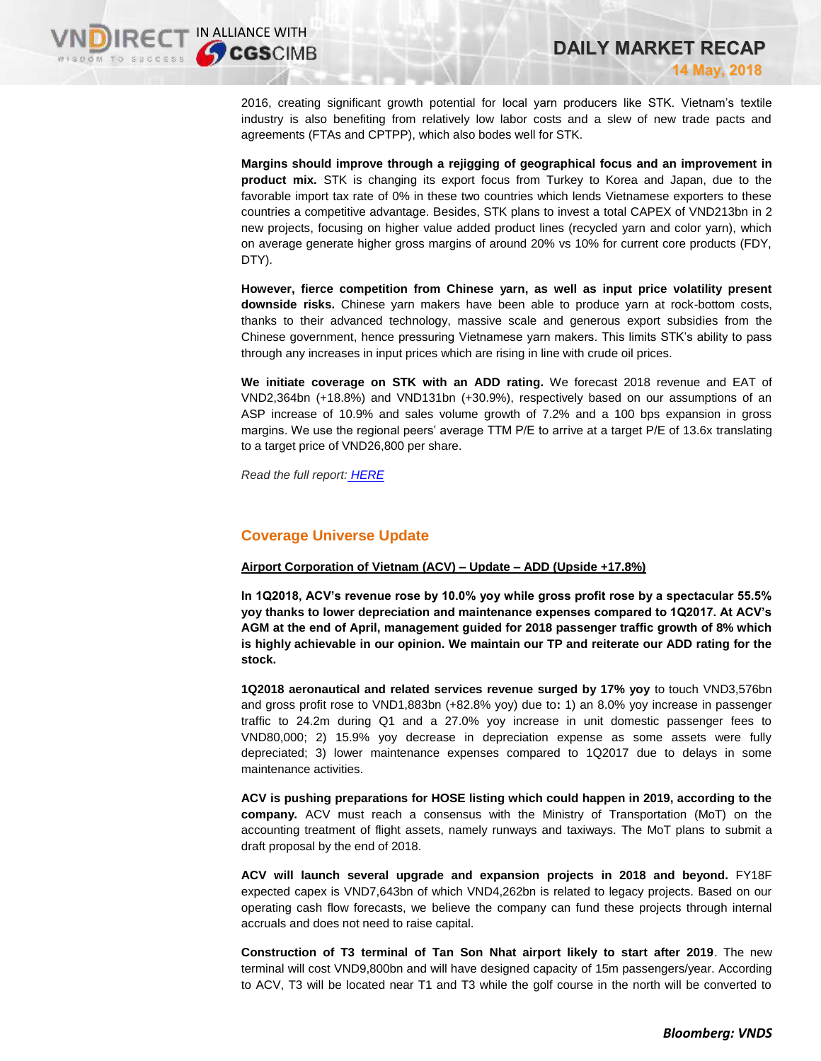2016, creating significant growth potential for local yarn producers like STK. Vietnam's textile industry is also benefiting from relatively low labor costs and a slew of new trade pacts and agreements (FTAs and CPTPP), which also bodes well for STK.

**Margins should improve through a rejigging of geographical focus and an improvement in product mix.** STK is changing its export focus from Turkey to Korea and Japan, due to the favorable import tax rate of 0% in these two countries which lends Vietnamese exporters to these countries a competitive advantage. Besides, STK plans to invest a total CAPEX of VND213bn in 2 new projects, focusing on higher value added product lines (recycled yarn and color yarn), which on average generate higher gross margins of around 20% vs 10% for current core products (FDY, DTY).

**However, fierce competition from Chinese yarn, as well as input price volatility present downside risks.** Chinese yarn makers have been able to produce yarn at rock-bottom costs, thanks to their advanced technology, massive scale and generous export subsidies from the Chinese government, hence pressuring Vietnamese yarn makers. This limits STK's ability to pass through any increases in input prices which are rising in line with crude oil prices.

**We initiate coverage on STK with an ADD rating.** We forecast 2018 revenue and EAT of VND2,364bn (+18.8%) and VND131bn (+30.9%), respectively based on our assumptions of an ASP increase of 10.9% and sales volume growth of 7.2% and a 100 bps expansion in gross margins. We use the regional peers' average TTM P/E to arrive at a target P/E of 13.6x translating to a target price of VND26,800 per share.

*Read the full report: HERE*

## Coverage Universe Update

**Airport Corporation of Vietnam (ACV) – Update – ADD (Upside +17.8%)**

**In 1Q2018, ACV's revenue rose by 10.0% yoy while gross profit rose by a spectacular 55.5% yoy thanks to lower depreciation and maintenance expenses compared to 1Q2017. At ACV's AGM at the end of April, management guided for 2018 passenger traffic growth of 8% which is highly achievable in our opinion. We maintain our TP and reiterate our ADD rating for the stock.**

**1Q2018 aeronautical and related services revenue surged by 17% yoy** to touch VND3,576bn and gross profit rose to VND1,883bn (+82.8% yoy) due to**:** 1) an 8.0% yoy increase in passenger traffic to 24.2m during Q1 and a 27.0% yoy increase in unit domestic passenger fees to VND80,000; 2) 15.9% yoy decrease in depreciation expense as some assets were fully depreciated; 3) lower maintenance expenses compared to 1Q2017 due to delays in some maintenance activities.

**ACV is pushing preparations for HOSE listing which could happen in 2019, according to the company.** ACV must reach a consensus with the Ministry of Transportation (MoT) on the accounting treatment of flight assets, namely runways and taxiways. The MoT plans to submit a draft proposal by the end of 2018.

**ACV will launch several upgrade and expansion projects in 2018 and beyond.** FY18F expected capex is VND7,643bn of which VND4,262bn is related to legacy projects. Based on our operating cash flow forecasts, we believe the company can fund these projects through internal accruals and does not need to raise capital.

**Construction of T3 terminal of Tan Son Nhat airport likely to start after 2019**. The new terminal will cost VND9,800bn and will have designed capacity of 15m passengers/year. According to ACV, T3 will be located near T1 and T3 while the golf course in the north will be converted to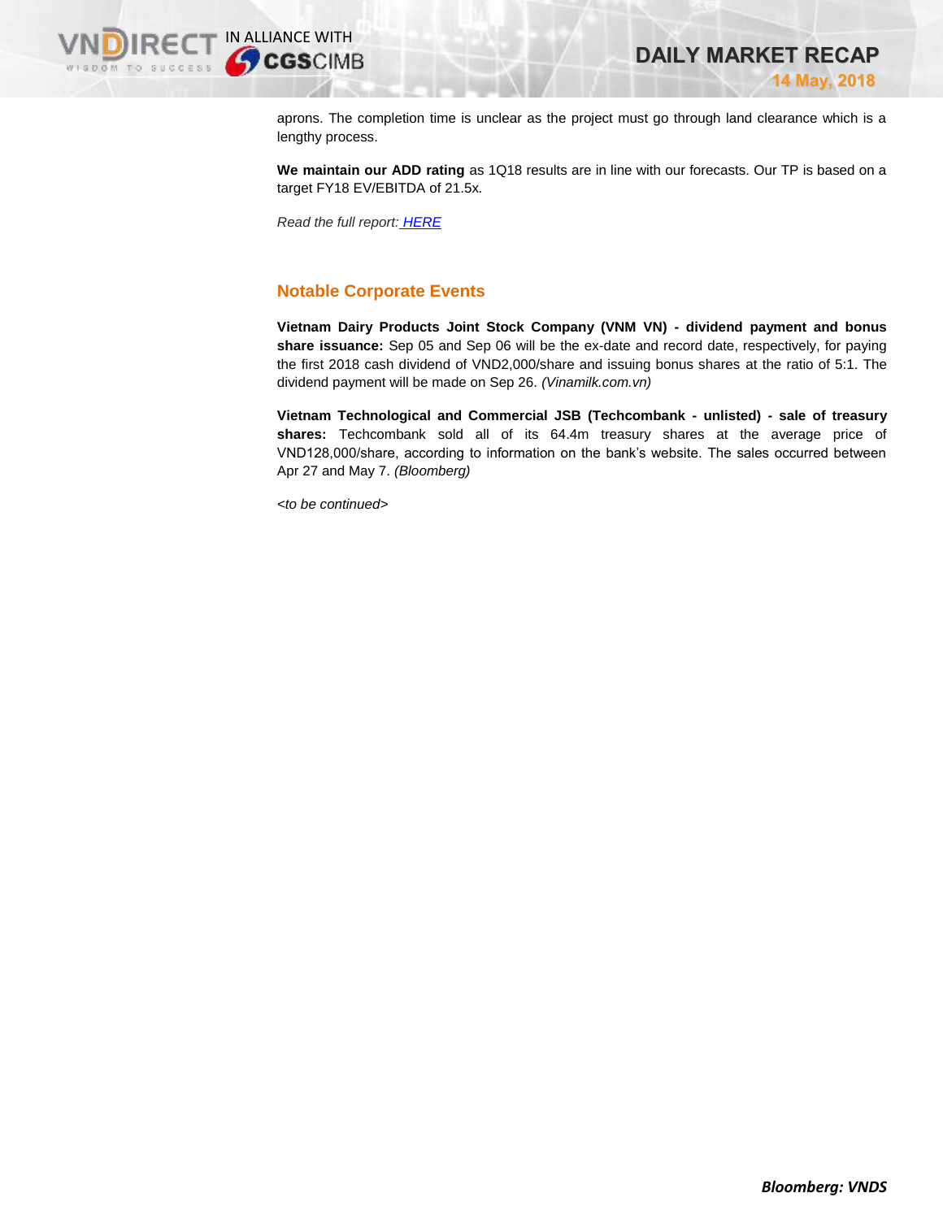aprons. The completion time is unclear as the project must go through land clearance which is a lengthy process.

**We maintain our ADD rating** as 1Q18 results are in line with our forecasts. Our TP is based on a target FY18 EV/EBITDA of 21.5x.

*Read the full report: HERE*

## Notable Corporate Events

**Vietnam Dairy Products Joint Stock Company (VNM VN) - dividend payment and bonus share issuance:** Sep 05 and Sep 06 will be the ex-date and record date, respectively, for paying the first 2018 cash dividend of VND2,000/share and issuing bonus shares at the ratio of 5:1. The dividend payment will be made on Sep 26. *(Vinamilk.com.vn)*

**Vietnam Technological and Commercial JSB (Techcombank - unlisted) - sale of treasury shares:** Techcombank sold all of its 64.4m treasury shares at the average price of VND128,000/share, according to information on the bank's website. The sales occurred between Apr 27 and May 7. *(Bloomberg)*

*<to be continued>*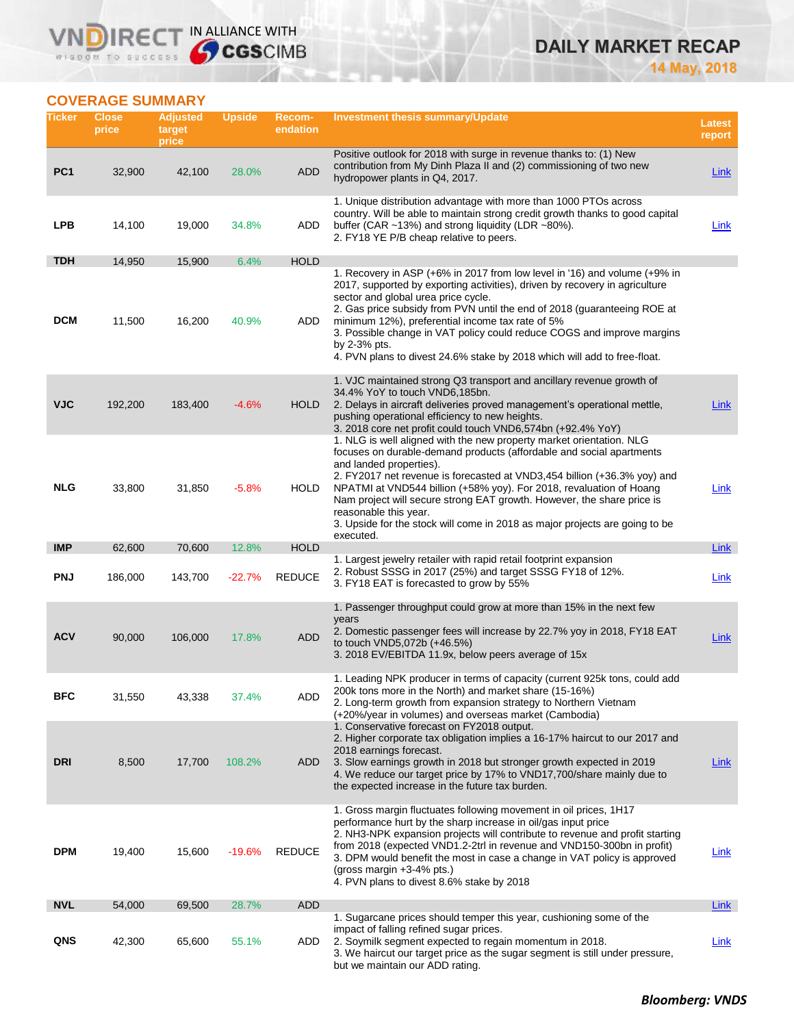## COVERAGE SUMMARY

| Ticker | Close price | Adjusted target price | Upside | Recom-endation | Investment thesis summary/Update | Latest report |
|---|---|---|---|---|---|---|
| PC1 | 32,900 | 42,100 | 28.0% | ADD | Positive outlook for 2018 with surge in revenue thanks to: (1) New contribution from My Dinh Plaza II and (2) commissioning of two new hydropower plants in Q4, 2017. | Link |
| LPB | 14,100 | 19,000 | 34.8% | ADD | 1. Unique distribution advantage with more than 1000 PTOs across country. Will be able to maintain strong credit growth thanks to good capital buffer (CAR ~13%) and strong liquidity (LDR ~80%).<br>2. FY18 YE P/B cheap relative to peers. | Link |
| TDH | 14,950 | 15,900 | 6.4% | HOLD | | |
| DCM | 11,500 | 16,200 | 40.9% | ADD | 1. Recovery in ASP (+6% in 2017 from low level in '16) and volume (+9% in 2017, supported by exporting activities), driven by recovery in agriculture sector and global urea price cycle.<br>2. Gas price subsidy from PVN until the end of 2018 (guaranteeing ROE at minimum 12%), preferential income tax rate of 5%<br>3. Possible change in VAT policy could reduce COGS and improve margins by 2-3% pts.<br>4. PVN plans to divest 24.6% stake by 2018 which will add to free-float. | |
| VJC | 192,200 | 183,400 | -4.6% | HOLD | 1. VJC maintained strong Q3 transport and ancillary revenue growth of 34.4% YoY to touch VND6,185bn.<br>2. Delays in aircraft deliveries proved management's operational mettle, pushing operational efficiency to new heights.<br>3. 2018 core net profit could touch VND6,574bn (+92.4% YoY) | Link |
| NLG | 33,800 | 31,850 | -5.8% | HOLD | 1. NLG is well aligned with the new property market orientation. NLG focuses on durable-demand products (affordable and social apartments and landed properties).<br>2. FY2017 net revenue is forecasted at VND3,454 billion (+36.3% yoy) and NPATMI at VND544 billion (+58% yoy). For 2018, revaluation of Hoang Nam project will secure strong EAT growth. However, the share price is reasonable this year.<br>3. Upside for the stock will come in 2018 as major projects are going to be executed. | Link |
| IMP | 62,600 | 70,600 | 12.8% | HOLD | | Link |
| PNJ | 186,000 | 143,700 | -22.7% | REDUCE | 1. Largest jewelry retailer with rapid retail footprint expansion<br>2. Robust SSSG in 2017 (25%) and target SSSG FY18 of 12%.<br>3. FY18 EAT is forecasted to grow by 55% | Link |
| ACV | 90,000 | 106,000 | 17.8% | ADD | 1. Passenger throughput could grow at more than 15% in the next few years<br>2. Domestic passenger fees will increase by 22.7% yoy in 2018, FY18 EAT to touch VND5,072b (+46.5%)<br>3. 2018 EV/EBITDA 11.9x, below peers average of 15x | Link |
| BFC | 31,550 | 43,338 | 37.4% | ADD | 1. Leading NPK producer in terms of capacity (current 925k tons, could add 200k tons more in the North) and market share (15-16%)<br>2. Long-term growth from expansion strategy to Northern Vietnam (+20%/year in volumes) and overseas market (Cambodia) | |
| DRI | 8,500 | 17,700 | 108.2% | ADD | 1. Conservative forecast on FY2018 output.<br>2. Higher corporate tax obligation implies a 16-17% haircut to our 2017 and 2018 earnings forecast.<br>3. Slow earnings growth in 2018 but stronger growth expected in 2019<br>4. We reduce our target price by 17% to VND17,700/share mainly due to the expected increase in the future tax burden. | Link |
| DPM | 19,400 | 15,600 | -19.6% | REDUCE | 1. Gross margin fluctuates following movement in oil prices, 1H17 performance hurt by the sharp increase in oil/gas input price<br>2. NH3-NPK expansion projects will contribute to revenue and profit starting from 2018 (expected VND1.2-2trl in revenue and VND150-300bn in profit)<br>3. DPM would benefit the most in case a change in VAT policy is approved (gross margin +3-4% pts.)<br>4. PVN plans to divest 8.6% stake by 2018 | Link |
| NVL | 54,000 | 69,500 | 28.7% | ADD | | Link |
| QNS | 42,300 | 65,600 | 55.1% | ADD | 1. Sugarcane prices should temper this year, cushioning some of the impact of falling refined sugar prices.<br>2. Soymilk segment expected to regain momentum in 2018.<br>3. We haircut our target price as the sugar segment is still under pressure, but we maintain our ADD rating. | Link |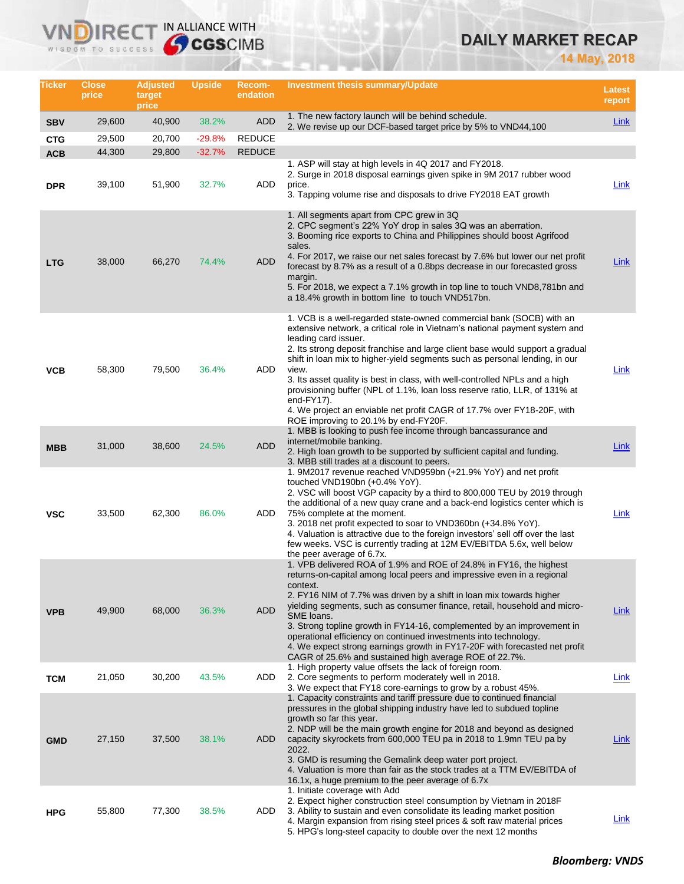# DAILY MARKET RECAP

**14 May, 2018**

| Ticker | Close price | Adjusted target price | Upside | Recom-endation | Investment thesis summary/Update | Latest report |
|---|---|---|---|---|---|---|
| **SBV** | 29,600 | 40,900 | 38.2% | ADD | 1. The new factory launch will be behind schedule.<br>2. We revise up our DCF-based target price by 5% to VND44,100 | Link |
| **CTG** | 29,500 | 20,700 | -29.8% | REDUCE | | |
| **ACB** | 44,300 | 29,800 | -32.7% | REDUCE | | |
| **DPR** | 39,100 | 51,900 | 32.7% | ADD | 1. ASP will stay at high levels in 4Q 2017 and FY2018.<br>2. Surge in 2018 disposal earnings given spike in 9M 2017 rubber wood price.<br>3. Tapping volume rise and disposals to drive FY2018 EAT growth | Link |
| **LTG** | 38,000 | 66,270 | 74.4% | ADD | 1. All segments apart from CPC grew in 3Q<br>2. CPC segment's 22% YoY drop in sales 3Q was an aberration.<br>3. Booming rice exports to China and Philippines should boost Agrifood sales.<br>4. For 2017, we raise our net sales forecast by 7.6% but lower our net profit forecast by 8.7% as a result of a 0.8bps decrease in our forecasted gross margin.<br>5. For 2018, we expect a 7.1% growth in top line to touch VND8,781bn and a 18.4% growth in bottom line to touch VND517bn. | Link |
| **VCB** | 58,300 | 79,500 | 36.4% | ADD | 1. VCB is a well-regarded state-owned commercial bank (SOCB) with an extensive network, a critical role in Vietnam's national payment system and leading card issuer.<br>2. Its strong deposit franchise and large client base would support a gradual shift in loan mix to higher-yield segments such as personal lending, in our view.<br>3. Its asset quality is best in class, with well-controlled NPLs and a high provisioning buffer (NPL of 1.1%, loan loss reserve ratio, LLR, of 131% at end-FY17).<br>4. We project an enviable net profit CAGR of 17.7% over FY18-20F, with ROE improving to 20.1% by end-FY20F. | Link |
| **MBB** | 31,000 | 38,600 | 24.5% | ADD | 1. MBB is looking to push fee income through bancassurance and internet/mobile banking.<br>2. High loan growth to be supported by sufficient capital and funding.<br>3. MBB still trades at a discount to peers. | Link |
| **VSC** | 33,500 | 62,300 | 86.0% | ADD | 1. 9M2017 revenue reached VND959bn (+21.9% YoY) and net profit touched VND190bn (+0.4% YoY).<br>2. VSC will boost VGP capacity by a third to 800,000 TEU by 2019 through the additional of a new quay crane and a back-end logistics center which is 75% complete at the moment.<br>3. 2018 net profit expected to soar to VND360bn (+34.8% YoY).<br>4. Valuation is attractive due to the foreign investors' sell off over the last few weeks. VSC is currently trading at 12M EV/EBITDA 5.6x, well below the peer average of 6.7x. | Link |
| **VPB** | 49,900 | 68,000 | 36.3% | ADD | 1. VPB delivered ROA of 1.9% and ROE of 24.8% in FY16, the highest returns-on-capital among local peers and impressive even in a regional context.<br>2. FY16 NIM of 7.7% was driven by a shift in loan mix towards higher yielding segments, such as consumer finance, retail, household and micro-SME loans.<br>3. Strong topline growth in FY14-16, complemented by an improvement in operational efficiency on continued investments into technology.<br>4. We expect strong earnings growth in FY17-20F with forecasted net profit CAGR of 25.6% and sustained high average ROE of 22.7%. | Link |
| **TCM** | 21,050 | 30,200 | 43.5% | ADD | 1. High property value offsets the lack of foreign room.<br>2. Core segments to perform moderately well in 2018.<br>3. We expect that FY18 core-earnings to grow by a robust 45%. | Link |
| **GMD** | 27,150 | 37,500 | 38.1% | ADD | 1. Capacity constraints and tariff pressure due to continued financial pressures in the global shipping industry have led to subdued topline growth so far this year.<br>2. NDP will be the main growth engine for 2018 and beyond as designed capacity skyrockets from 600,000 TEU pa in 2018 to 1.9mn TEU pa by 2022.<br>3. GMD is resuming the Gemalink deep water port project.<br>4. Valuation is more than fair as the stock trades at a TTM EV/EBITDA of 16.1x, a huge premium to the peer average of 6.7x | Link |
| **HPG** | 55,800 | 77,300 | 38.5% | ADD | 1. Initiate coverage with Add<br>2. Expect higher construction steel consumption by Vietnam in 2018F<br>3. Ability to sustain and even consolidate its leading market position<br>4. Margin expansion from rising steel prices & soft raw material prices<br>5. HPG's long-steel capacity to double over the next 12 months | Link |

***Bloomberg: VNDS***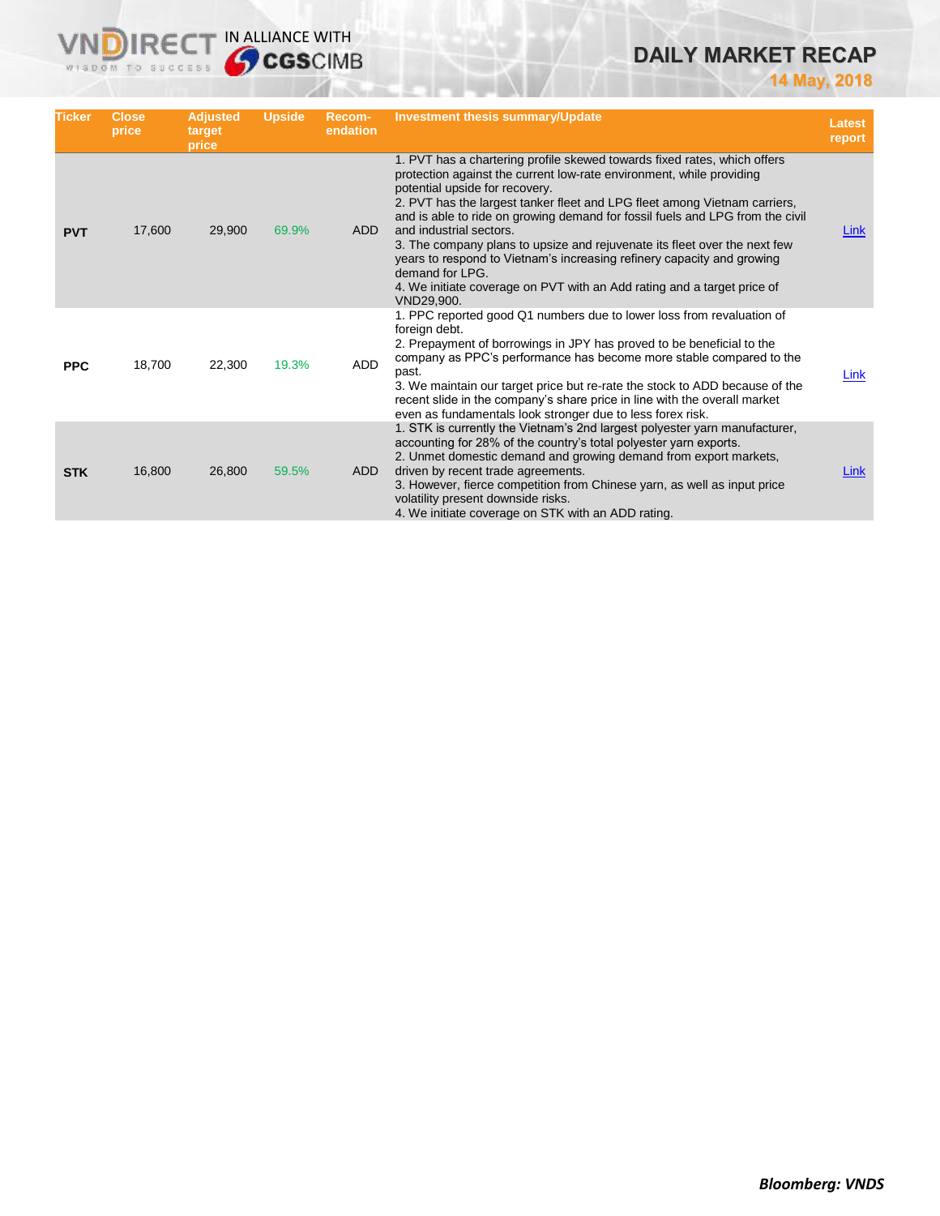| Ticker | Close price | Adjusted target price | Upside | Recom-endation | Investment thesis summary/Update | Latest report |
|---|---|---|---|---|---|---|
| **PVT** | 17,600 | 29,900 | 69.9% | ADD | 1. PVT has a chartering profile skewed towards fixed rates, which offers protection against the current low-rate environment, while providing potential upside for recovery.<br>2. PVT has the largest tanker fleet and LPG fleet among Vietnam carriers, and is able to ride on growing demand for fossil fuels and LPG from the civil and industrial sectors.<br>3. The company plans to upsize and rejuvenate its fleet over the next few years to respond to Vietnam's increasing refinery capacity and growing demand for LPG.<br>4. We initiate coverage on PVT with an Add rating and a target price of VND29,900. | Link |
| **PPC** | 18,700 | 22,300 | 19.3% | ADD | 1. PPC reported good Q1 numbers due to lower loss from revaluation of foreign debt.<br>2. Prepayment of borrowings in JPY has proved to be beneficial to the company as PPC's performance has become more stable compared to the past.<br>3. We maintain our target price but re-rate the stock to ADD because of the recent slide in the company's share price in line with the overall market even as fundamentals look stronger due to less forex risk. | Link |
| **STK** | 16,800 | 26,800 | 59.5% | ADD | 1. STK is currently the Vietnam's 2nd largest polyester yarn manufacturer, accounting for 28% of the country's total polyester yarn exports.<br>2. Unmet domestic demand and growing demand from export markets, driven by recent trade agreements.<br>3. However, fierce competition from Chinese yarn, as well as input price volatility present downside risks.<br>4. We initiate coverage on STK with an ADD rating. | Link |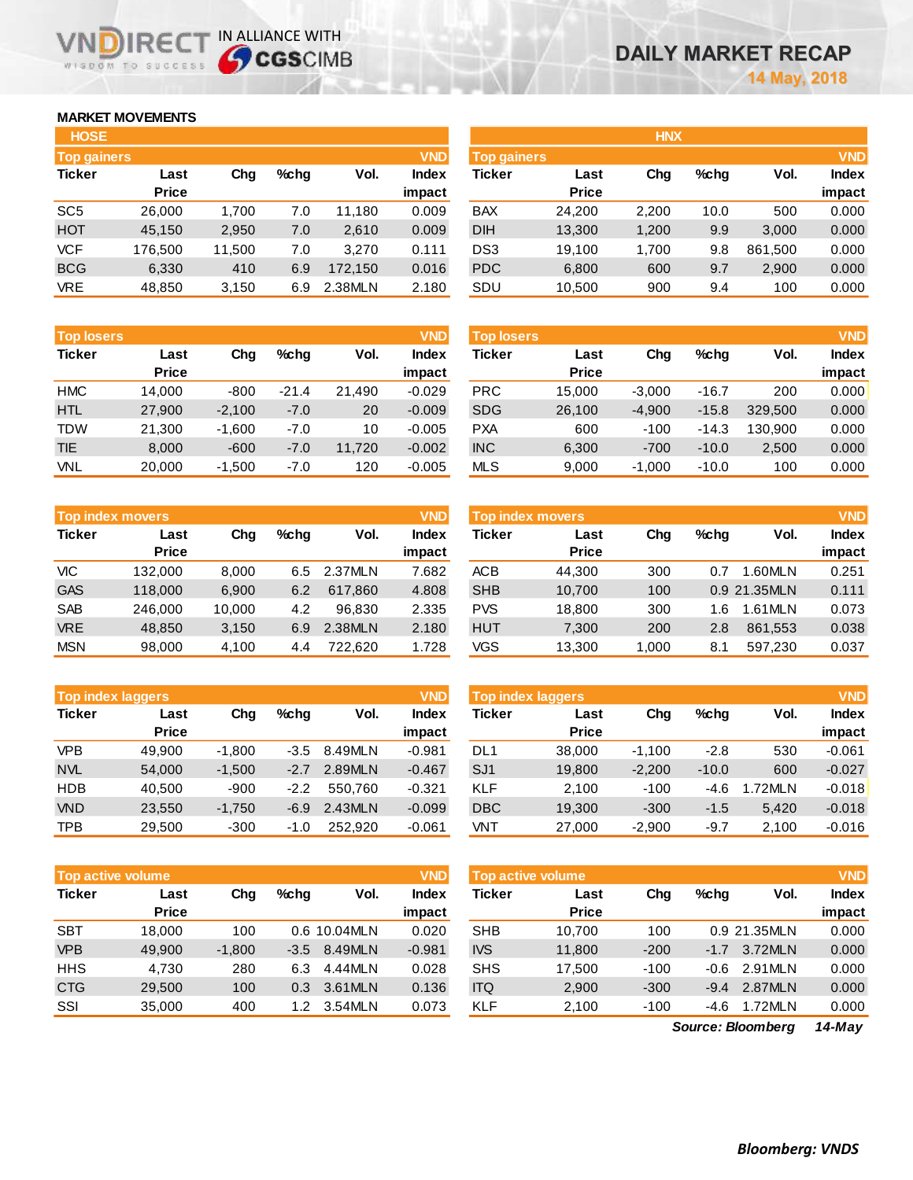# DAILY MARKET RECAP

14 May, 2018

## MARKET MOVEMENTS

### HOSE

**Top gainers** (VND)

| Ticker | Last Price | Chg | %chg | Vol. | Index impact |
|---|---|---|---|---|---|
| SC5 | 26,000 | 1,700 | 7.0 | 11,180 | 0.009 |
| HOT | 45,150 | 2,950 | 7.0 | 2,610 | 0.009 |
| VCF | 176,500 | 11,500 | 7.0 | 3,270 | 0.111 |
| BCG | 6,330 | 410 | 6.9 | 172,150 | 0.016 |
| VRE | 48,850 | 3,150 | 6.9 | 2.38MLN | 2.180 |

**Top losers** (VND)

| Ticker | Last Price | Chg | %chg | Vol. | Index impact |
|---|---|---|---|---|---|
| HMC | 14,000 | -800 | -21.4 | 21,490 | -0.029 |
| HTL | 27,900 | -2,100 | -7.0 | 20 | -0.009 |
| TDW | 21,300 | -1,600 | -7.0 | 10 | -0.005 |
| TIE | 8,000 | -600 | -7.0 | 11,720 | -0.002 |
| VNL | 20,000 | -1,500 | -7.0 | 120 | -0.005 |

**Top index movers** (VND)

| Ticker | Last Price | Chg | %chg | Vol. | Index impact |
|---|---|---|---|---|---|
| VIC | 132,000 | 8,000 | 6.5 | 2.37MLN | 7.682 |
| GAS | 118,000 | 6,900 | 6.2 | 617,860 | 4.808 |
| SAB | 246,000 | 10,000 | 4.2 | 96,830 | 2.335 |
| VRE | 48,850 | 3,150 | 6.9 | 2.38MLN | 2.180 |
| MSN | 98,000 | 4,100 | 4.4 | 722,620 | 1.728 |

**Top index laggers** (VND)

| Ticker | Last Price | Chg | %chg | Vol. | Index impact |
|---|---|---|---|---|---|
| VPB | 49,900 | -1,800 | -3.5 | 8.49MLN | -0.981 |
| NVL | 54,000 | -1,500 | -2.7 | 2.89MLN | -0.467 |
| HDB | 40,500 | -900 | -2.2 | 550,760 | -0.321 |
| VND | 23,550 | -1,750 | -6.9 | 2.43MLN | -0.099 |
| TPB | 29,500 | -300 | -1.0 | 252,920 | -0.061 |

**Top active volume** (VND)

| Ticker | Last Price | Chg | %chg | Vol. | Index impact |
|---|---|---|---|---|---|
| SBT | 18,000 | 100 | 0.6 | 10.04MLN | 0.020 |
| VPB | 49,900 | -1,800 | -3.5 | 8.49MLN | -0.981 |
| HHS | 4,730 | 280 | 6.3 | 4.44MLN | 0.028 |
| CTG | 29,500 | 100 | 0.3 | 3.61MLN | 0.136 |
| SSI | 35,000 | 400 | 1.2 | 3.54MLN | 0.073 |

### HNX

**Top gainers** (VND)

| Ticker | Last Price | Chg | %chg | Vol. | Index impact |
|---|---|---|---|---|---|
| BAX | 24,200 | 2,200 | 10.0 | 500 | 0.000 |
| DIH | 13,300 | 1,200 | 9.9 | 3,000 | 0.000 |
| DS3 | 19,100 | 1,700 | 9.8 | 861,500 | 0.000 |
| PDC | 6,800 | 600 | 9.7 | 2,900 | 0.000 |
| SDU | 10,500 | 900 | 9.4 | 100 | 0.000 |

**Top losers** (VND)

| Ticker | Last Price | Chg | %chg | Vol. | Index impact |
|---|---|---|---|---|---|
| PRC | 15,000 | -3,000 | -16.7 | 200 | 0.000 |
| SDG | 26,100 | -4,900 | -15.8 | 329,500 | 0.000 |
| PXA | 600 | -100 | -14.3 | 130,900 | 0.000 |
| INC | 6,300 | -700 | -10.0 | 2,500 | 0.000 |
| MLS | 9,000 | -1,000 | -10.0 | 100 | 0.000 |

**Top index movers** (VND)

| Ticker | Last Price | Chg | %chg | Vol. | Index impact |
|---|---|---|---|---|---|
| ACB | 44,300 | 300 | 0.7 | 1.60MLN | 0.251 |
| SHB | 10,700 | 100 | 0.9 | 21.35MLN | 0.111 |
| PVS | 18,800 | 300 | 1.6 | 1.61MLN | 0.073 |
| HUT | 7,300 | 200 | 2.8 | 861,553 | 0.038 |
| VGS | 13,300 | 1,000 | 8.1 | 597,230 | 0.037 |

**Top index laggers** (VND)

| Ticker | Last Price | Chg | %chg | Vol. | Index impact |
|---|---|---|---|---|---|
| DL1 | 38,000 | -1,100 | -2.8 | 530 | -0.061 |
| SJ1 | 19,800 | -2,200 | -10.0 | 600 | -0.027 |
| KLF | 2,100 | -100 | -4.6 | 1.72MLN | -0.018 |
| DBC | 19,300 | -300 | -1.5 | 5,420 | -0.018 |
| VNT | 27,000 | -2,900 | -9.7 | 2,100 | -0.016 |

**Top active volume** (VND)

| Ticker | Last Price | Chg | %chg | Vol. | Index impact |
|---|---|---|---|---|---|
| SHB | 10,700 | 100 | 0.9 | 21.35MLN | 0.000 |
| IVS | 11,800 | -200 | -1.7 | 3.72MLN | 0.000 |
| SHS | 17,500 | -100 | -0.6 | 2.91MLN | 0.000 |
| ITQ | 2,900 | -300 | -9.4 | 2.87MLN | 0.000 |
| KLF | 2,100 | -100 | -4.6 | 1.72MLN | 0.000 |

*Source: Bloomberg 14-May*

***Bloomberg: VNDS***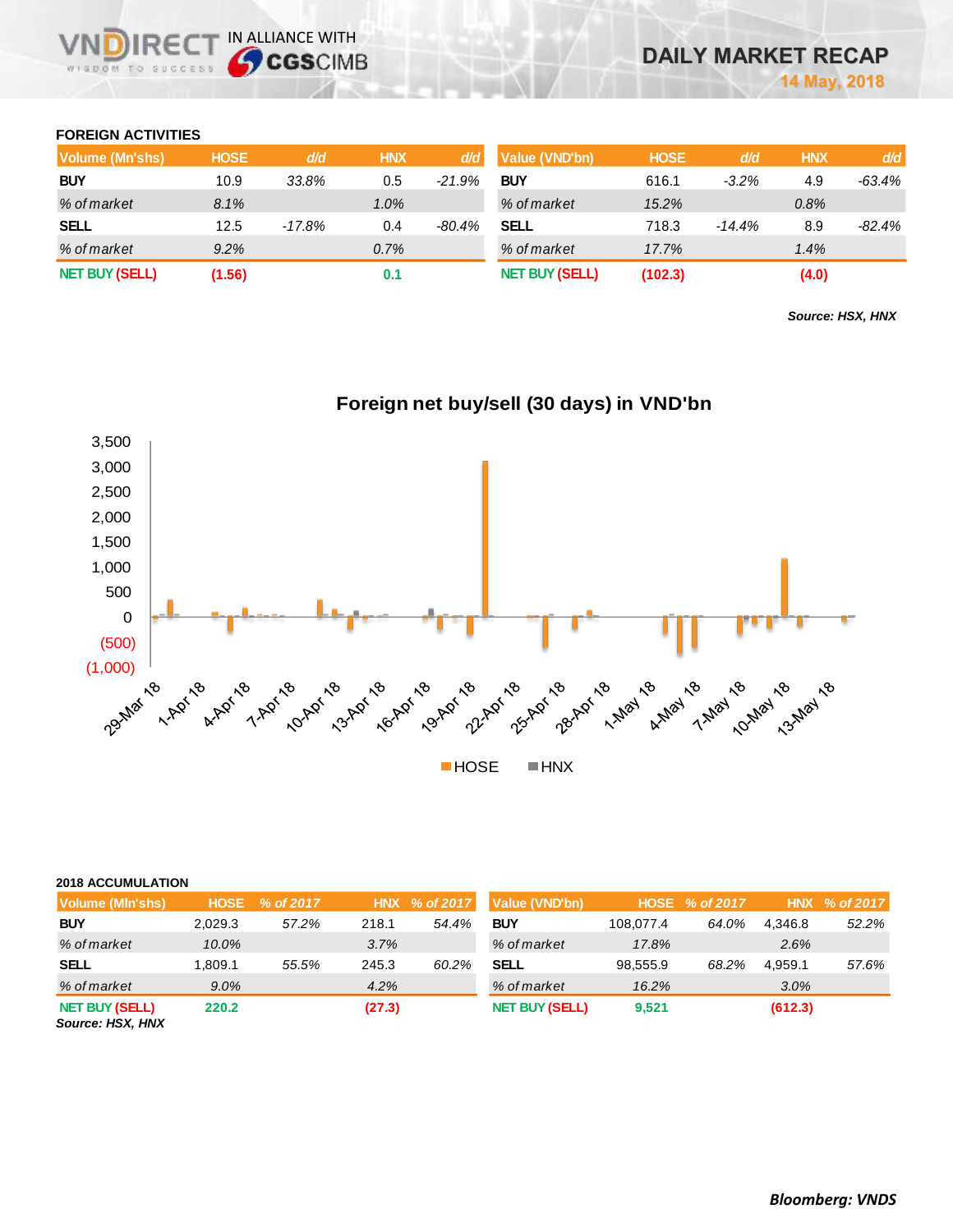### FOREIGN ACTIVITIES

| Volume (Mn'shs) | HOSE | d/d | HNX | d/d |
|---|---|---|---|---|
| BUY | 10.9 | *33.8%* | 0.5 | *-21.9%* |
| *% of market* | *8.1%* | | *1.0%* | |
| SELL | 12.5 | *-17.8%* | 0.4 | *-80.4%* |
| *% of market* | *9.2%* | | *0.7%* | |
| NET BUY (SELL) | (1.56) | | 0.1 | |

| Value (VND'bn) | HOSE | d/d | HNX | d/d |
|---|---|---|---|---|
| BUY | 616.1 | *-3.2%* | 4.9 | *-63.4%* |
| *% of market* | *15.2%* | | *0.8%* | |
| SELL | 718.3 | *-14.4%* | 8.9 | *-82.4%* |
| *% of market* | *17.7%* | | *1.4%* | |
| NET BUY (SELL) | (102.3) | | (4.0) | |

***Source: HSX, HNX***

**Foreign net buy/sell (30 days) in VND'bn**

### 2018 ACCUMULATION

| Volume (Mln'shs) | HOSE | % of 2017 | HNX | % of 2017 |
|---|---|---|---|---|
| BUY | 2,029.3 | *57.2%* | 218.1 | *54.4%* |
| *% of market* | *10.0%* | | *3.7%* | |
| SELL | 1,809.1 | *55.5%* | 245.3 | *60.2%* |
| *% of market* | *9.0%* | | *4.2%* | |
| NET BUY (SELL) | 220.2 | | (27.3) | |

| Value (VND'bn) | HOSE | % of 2017 | HNX | % of 2017 |
|---|---|---|---|---|
| BUY | 108,077.4 | *64.0%* | 4,346.8 | *52.2%* |
| *% of market* | *17.8%* | | *2.6%* | |
| SELL | 98,555.9 | *68.2%* | 4,959.1 | *57.6%* |
| *% of market* | *16.2%* | | *3.0%* | |
| NET BUY (SELL) | 9,521 | | (612.3) | |

***Source: HSX, HNX***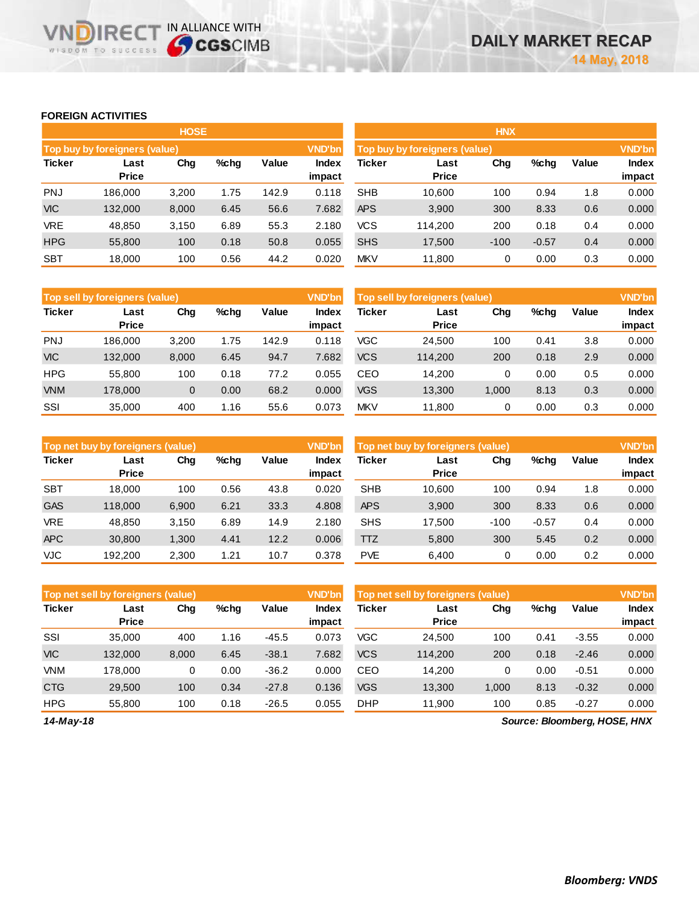# DAILY MARKET RECAP

14 May, 2018

## FOREIGN ACTIVITIES

### HOSE

**Top buy by foreigners (value)** — VND'bn

| Ticker | Last Price | Chg | %chg | Value | Index impact |
|---|---|---|---|---|---|
| PNJ | 186,000 | 3,200 | 1.75 | 142.9 | 0.118 |
| VIC | 132,000 | 8,000 | 6.45 | 56.6 | 7.682 |
| VRE | 48,850 | 3,150 | 6.89 | 55.3 | 2.180 |
| HPG | 55,800 | 100 | 0.18 | 50.8 | 0.055 |
| SBT | 18,000 | 100 | 0.56 | 44.2 | 0.020 |

**Top sell by foreigners (value)** — VND'bn

| Ticker | Last Price | Chg | %chg | Value | Index impact |
|---|---|---|---|---|---|
| PNJ | 186,000 | 3,200 | 1.75 | 142.9 | 0.118 |
| VIC | 132,000 | 8,000 | 6.45 | 94.7 | 7.682 |
| HPG | 55,800 | 100 | 0.18 | 77.2 | 0.055 |
| VNM | 178,000 | 0 | 0.00 | 68.2 | 0.000 |
| SSI | 35,000 | 400 | 1.16 | 55.6 | 0.073 |

**Top net buy by foreigners (value)** — VND'bn

| Ticker | Last Price | Chg | %chg | Value | Index impact |
|---|---|---|---|---|---|
| SBT | 18,000 | 100 | 0.56 | 43.8 | 0.020 |
| GAS | 118,000 | 6,900 | 6.21 | 33.3 | 4.808 |
| VRE | 48,850 | 3,150 | 6.89 | 14.9 | 2.180 |
| APC | 30,800 | 1,300 | 4.41 | 12.2 | 0.006 |
| VJC | 192,200 | 2,300 | 1.21 | 10.7 | 0.378 |

**Top net sell by foreigners (value)** — VND'bn

| Ticker | Last Price | Chg | %chg | Value | Index impact |
|---|---|---|---|---|---|
| SSI | 35,000 | 400 | 1.16 | -45.5 | 0.073 |
| VIC | 132,000 | 8,000 | 6.45 | -38.1 | 7.682 |
| VNM | 178,000 | 0 | 0.00 | -36.2 | 0.000 |
| CTG | 29,500 | 100 | 0.34 | -27.8 | 0.136 |
| HPG | 55,800 | 100 | 0.18 | -26.5 | 0.055 |

### HNX

**Top buy by foreigners (value)** — VND'bn

| Ticker | Last Price | Chg | %chg | Value | Index impact |
|---|---|---|---|---|---|
| SHB | 10,600 | 100 | 0.94 | 1.8 | 0.000 |
| APS | 3,900 | 300 | 8.33 | 0.6 | 0.000 |
| VCS | 114,200 | 200 | 0.18 | 0.4 | 0.000 |
| SHS | 17,500 | -100 | -0.57 | 0.4 | 0.000 |
| MKV | 11,800 | 0 | 0.00 | 0.3 | 0.000 |

**Top sell by foreigners (value)** — VND'bn

| Ticker | Last Price | Chg | %chg | Value | Index impact |
|---|---|---|---|---|---|
| VGC | 24,500 | 100 | 0.41 | 3.8 | 0.000 |
| VCS | 114,200 | 200 | 0.18 | 2.9 | 0.000 |
| CEO | 14,200 | 0 | 0.00 | 0.5 | 0.000 |
| VGS | 13,300 | 1,000 | 8.13 | 0.3 | 0.000 |
| MKV | 11,800 | 0 | 0.00 | 0.3 | 0.000 |

**Top net buy by foreigners (value)** — VND'bn

| Ticker | Last Price | Chg | %chg | Value | Index impact |
|---|---|---|---|---|---|
| SHB | 10,600 | 100 | 0.94 | 1.8 | 0.000 |
| APS | 3,900 | 300 | 8.33 | 0.6 | 0.000 |
| SHS | 17,500 | -100 | -0.57 | 0.4 | 0.000 |
| TTZ | 5,800 | 300 | 5.45 | 0.2 | 0.000 |
| PVE | 6,400 | 0 | 0.00 | 0.2 | 0.000 |

**Top net sell by foreigners (value)** — VND'bn

| Ticker | Last Price | Chg | %chg | Value | Index impact |
|---|---|---|---|---|---|
| VGC | 24,500 | 100 | 0.41 | -3.55 | 0.000 |
| VCS | 114,200 | 200 | 0.18 | -2.46 | 0.000 |
| CEO | 14,200 | 0 | 0.00 | -0.51 | 0.000 |
| VGS | 13,300 | 1,000 | 8.13 | -0.32 | 0.000 |
| DHP | 11,900 | 100 | 0.85 | -0.27 | 0.000 |

*14-May-18*

*Source: Bloomberg, HOSE, HNX*

***Bloomberg: VNDS***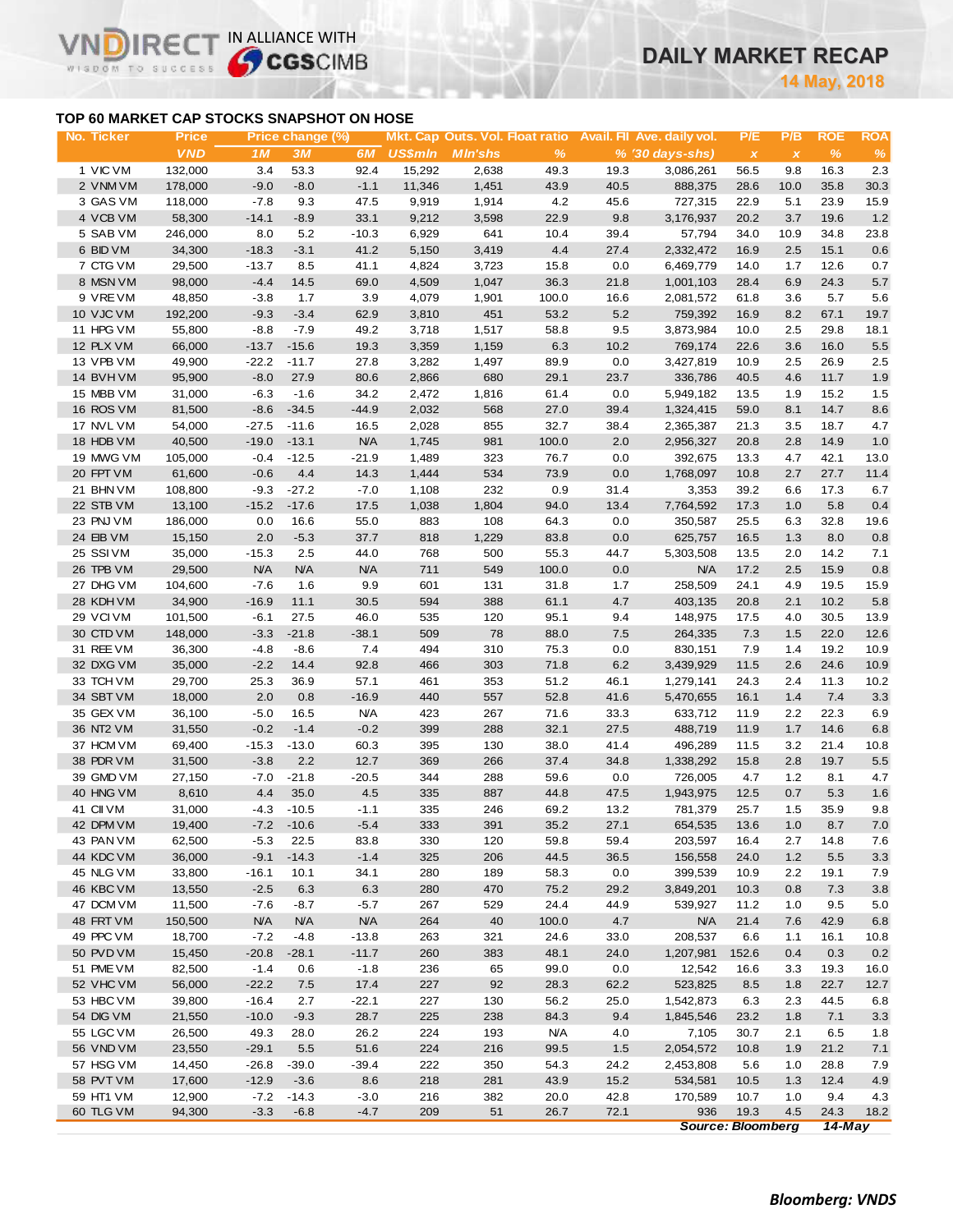# DAILY MARKET RECAP

**14 May, 2018**

## TOP 60 MARKET CAP STOCKS SNAPSHOT ON HOSE

| No. | Ticker | Price | Price change (%) | | | Mkt. Cap | Outs. Vol. | Float ratio | Avail. FII | Ave. daily vol. | P/E | P/B | ROE | ROA |
|---|---|---|---|---|---|---|---|---|---|---|---|---|---|---|
| | | VND | 1M | 3M | 6M | US$mln | Mln'shs | % | % | ('30 days-shs) | x | x | % | % |
| 1 | VIC VM | 132,000 | 3.4 | 53.3 | 92.4 | 15,292 | 2,638 | 49.3 | 19.3 | 3,086,261 | 56.5 | 9.8 | 16.3 | 2.3 |
| 2 | VNM VM | 178,000 | -9.0 | -8.0 | -1.1 | 11,346 | 1,451 | 43.9 | 40.5 | 888,375 | 28.6 | 10.0 | 35.8 | 30.3 |
| 3 | GAS VM | 118,000 | -7.8 | 9.3 | 47.5 | 9,919 | 1,914 | 4.2 | 45.6 | 727,315 | 22.9 | 5.1 | 23.9 | 15.9 |
| 4 | VCB VM | 58,300 | -14.1 | -8.9 | 33.1 | 9,212 | 3,598 | 22.9 | 9.8 | 3,176,937 | 20.2 | 3.7 | 19.6 | 1.2 |
| 5 | SAB VM | 246,000 | 8.0 | 5.2 | -10.3 | 6,929 | 641 | 10.4 | 39.4 | 57,794 | 34.0 | 10.9 | 34.8 | 23.8 |
| 6 | BID VM | 34,300 | -18.3 | -3.1 | 41.2 | 5,150 | 3,419 | 4.4 | 27.4 | 2,332,472 | 16.9 | 2.5 | 15.1 | 0.6 |
| 7 | CTG VM | 29,500 | -13.7 | 8.5 | 41.1 | 4,824 | 3,723 | 15.8 | 0.0 | 6,469,779 | 14.0 | 1.7 | 12.6 | 0.7 |
| 8 | MSN VM | 98,000 | -4.4 | 14.5 | 69.0 | 4,509 | 1,047 | 36.3 | 21.8 | 1,001,103 | 28.4 | 6.9 | 24.3 | 5.7 |
| 9 | VRE VM | 48,850 | -3.8 | 1.7 | 3.9 | 4,079 | 1,901 | 100.0 | 16.6 | 2,081,572 | 61.8 | 3.6 | 5.7 | 5.6 |
| 10 | VJC VM | 192,200 | -9.3 | -3.4 | 62.9 | 3,810 | 451 | 53.2 | 5.2 | 759,392 | 16.9 | 8.2 | 67.1 | 19.7 |
| 11 | HPG VM | 55,800 | -8.8 | -7.9 | 49.2 | 3,718 | 1,517 | 58.8 | 9.5 | 3,873,984 | 10.0 | 2.5 | 29.8 | 18.1 |
| 12 | PLX VM | 66,000 | -13.7 | -15.6 | 19.3 | 3,359 | 1,159 | 6.3 | 10.2 | 769,174 | 22.6 | 3.6 | 16.0 | 5.5 |
| 13 | VPB VM | 49,900 | -22.2 | -11.7 | 27.8 | 3,282 | 1,497 | 89.9 | 0.0 | 3,427,819 | 10.9 | 2.5 | 26.9 | 2.5 |
| 14 | BVH VM | 95,900 | -8.0 | 27.9 | 80.6 | 2,866 | 680 | 29.1 | 23.7 | 336,786 | 40.5 | 4.6 | 11.7 | 1.9 |
| 15 | MBB VM | 31,000 | -6.3 | -1.6 | 34.2 | 2,472 | 1,816 | 61.4 | 0.0 | 5,949,182 | 13.5 | 1.9 | 15.2 | 1.5 |
| 16 | ROS VM | 81,500 | -8.6 | -34.5 | -44.9 | 2,032 | 568 | 27.0 | 39.4 | 1,324,415 | 59.0 | 8.1 | 14.7 | 8.6 |
| 17 | NVL VM | 54,000 | -27.5 | -11.6 | 16.5 | 2,028 | 855 | 32.7 | 38.4 | 2,365,387 | 21.3 | 3.5 | 18.7 | 4.7 |
| 18 | HDB VM | 40,500 | -19.0 | -13.1 | N/A | 1,745 | 981 | 100.0 | 2.0 | 2,956,327 | 20.8 | 2.8 | 14.9 | 1.0 |
| 19 | MWG VM | 105,000 | -0.4 | -12.5 | -21.9 | 1,489 | 323 | 76.7 | 0.0 | 392,675 | 13.3 | 4.7 | 42.1 | 13.0 |
| 20 | FPT VM | 61,600 | -0.6 | 4.4 | 14.3 | 1,444 | 534 | 73.9 | 0.0 | 1,768,097 | 10.8 | 2.7 | 27.7 | 11.4 |
| 21 | BHN VM | 108,800 | -9.3 | -27.2 | -7.0 | 1,108 | 232 | 0.9 | 31.4 | 3,353 | 39.2 | 6.6 | 17.3 | 6.7 |
| 22 | STB VM | 13,100 | -15.2 | -17.6 | 17.5 | 1,038 | 1,804 | 94.0 | 13.4 | 7,764,592 | 17.3 | 1.0 | 5.8 | 0.4 |
| 23 | PNJ VM | 186,000 | 0.0 | 16.6 | 55.0 | 883 | 108 | 64.3 | 0.0 | 350,587 | 25.5 | 6.3 | 32.8 | 19.6 |
| 24 | EIB VM | 15,150 | 2.0 | -5.3 | 37.7 | 818 | 1,229 | 83.8 | 0.0 | 625,757 | 16.5 | 1.3 | 8.0 | 0.8 |
| 25 | SSI VM | 35,000 | -15.3 | 2.5 | 44.0 | 768 | 500 | 55.3 | 44.7 | 5,303,508 | 13.5 | 2.0 | 14.2 | 7.1 |
| 26 | TPB VM | 29,500 | N/A | N/A | N/A | 711 | 549 | 100.0 | 0.0 | N/A | 17.2 | 2.5 | 15.9 | 0.8 |
| 27 | DHG VM | 104,600 | -7.6 | 1.6 | 9.9 | 601 | 131 | 31.8 | 1.7 | 258,509 | 24.1 | 4.9 | 19.5 | 15.9 |
| 28 | KDH VM | 34,900 | -16.9 | 11.1 | 30.5 | 594 | 388 | 61.1 | 4.7 | 403,135 | 20.8 | 2.1 | 10.2 | 5.8 |
| 29 | VCI VM | 101,500 | -6.1 | 27.5 | 46.0 | 535 | 120 | 95.1 | 9.4 | 148,975 | 17.5 | 4.0 | 30.5 | 13.9 |
| 30 | CTD VM | 148,000 | -3.3 | -21.8 | -38.1 | 509 | 78 | 88.0 | 7.5 | 264,335 | 7.3 | 1.5 | 22.0 | 12.6 |
| 31 | REE VM | 36,300 | -4.8 | -8.6 | 7.4 | 494 | 310 | 75.3 | 0.0 | 830,151 | 7.9 | 1.4 | 19.2 | 10.9 |
| 32 | DXG VM | 35,000 | -2.2 | 14.4 | 92.8 | 466 | 303 | 71.8 | 6.2 | 3,439,929 | 11.5 | 2.6 | 24.6 | 10.9 |
| 33 | TCH VM | 29,700 | 25.3 | 36.9 | 57.1 | 461 | 353 | 51.2 | 46.1 | 1,279,141 | 24.3 | 2.4 | 11.3 | 10.2 |
| 34 | SBT VM | 18,000 | 2.0 | 0.8 | -16.9 | 440 | 557 | 52.8 | 41.6 | 5,470,655 | 16.1 | 1.4 | 7.4 | 3.3 |
| 35 | GEX VM | 36,100 | -5.0 | 16.5 | N/A | 423 | 267 | 71.6 | 33.3 | 633,712 | 11.9 | 2.2 | 22.3 | 6.9 |
| 36 | NT2 VM | 31,550 | -0.2 | -1.4 | -0.2 | 399 | 288 | 32.1 | 27.5 | 488,719 | 11.9 | 1.7 | 14.6 | 6.8 |
| 37 | HCM VM | 69,400 | -15.3 | -13.0 | 60.3 | 395 | 130 | 38.0 | 41.4 | 496,289 | 11.5 | 3.2 | 21.4 | 10.8 |
| 38 | PDR VM | 31,500 | -3.8 | 2.2 | 12.7 | 369 | 266 | 37.4 | 34.8 | 1,338,292 | 15.8 | 2.8 | 19.7 | 5.5 |
| 39 | GMD VM | 27,150 | -7.0 | -21.8 | -20.5 | 344 | 288 | 59.6 | 0.0 | 726,005 | 4.7 | 1.2 | 8.1 | 4.7 |
| 40 | HNG VM | 8,610 | 4.4 | 35.0 | 4.5 | 335 | 887 | 44.8 | 47.5 | 1,943,975 | 12.5 | 0.7 | 5.3 | 1.6 |
| 41 | CII VM | 31,000 | -4.3 | -10.5 | -1.1 | 335 | 246 | 69.2 | 13.2 | 781,379 | 25.7 | 1.5 | 35.9 | 9.8 |
| 42 | DPM VM | 19,400 | -7.2 | -10.6 | -5.4 | 333 | 391 | 35.2 | 27.1 | 654,535 | 13.6 | 1.0 | 8.7 | 7.0 |
| 43 | PAN VM | 62,500 | -5.3 | 22.5 | 83.8 | 330 | 120 | 59.8 | 59.4 | 203,597 | 16.4 | 2.7 | 14.8 | 7.6 |
| 44 | KDC VM | 36,000 | -9.1 | -14.3 | -1.4 | 325 | 206 | 44.5 | 36.5 | 156,558 | 24.0 | 1.2 | 5.5 | 3.3 |
| 45 | NLG VM | 33,800 | -16.1 | 10.1 | 34.1 | 280 | 189 | 58.3 | 0.0 | 399,539 | 10.9 | 2.2 | 19.1 | 7.9 |
| 46 | KBC VM | 13,550 | -2.5 | 6.3 | 6.3 | 280 | 470 | 75.2 | 29.2 | 3,849,201 | 10.3 | 0.8 | 7.3 | 3.8 |
| 47 | DCM VM | 11,500 | -7.6 | -8.7 | -5.7 | 267 | 529 | 24.4 | 44.9 | 539,927 | 11.2 | 1.0 | 9.5 | 5.0 |
| 48 | FRT VM | 150,500 | N/A | N/A | N/A | 264 | 40 | 100.0 | 4.7 | N/A | 21.4 | 7.6 | 42.9 | 6.8 |
| 49 | PPC VM | 18,700 | -7.2 | -4.8 | -13.8 | 263 | 321 | 24.6 | 33.0 | 208,537 | 6.6 | 1.1 | 16.1 | 10.8 |
| 50 | PVD VM | 15,450 | -20.8 | -28.1 | -11.7 | 260 | 383 | 48.1 | 24.0 | 1,207,981 | 152.6 | 0.4 | 0.3 | 0.2 |
| 51 | PME VM | 82,500 | -1.4 | 0.6 | -1.8 | 236 | 65 | 99.0 | 0.0 | 12,542 | 16.6 | 3.3 | 19.3 | 16.0 |
| 52 | VHC VM | 56,000 | -22.2 | 7.5 | 17.4 | 227 | 92 | 28.3 | 62.2 | 523,825 | 8.5 | 1.8 | 22.7 | 12.7 |
| 53 | HBC VM | 39,800 | -16.4 | 2.7 | -22.1 | 227 | 130 | 56.2 | 25.0 | 1,542,873 | 6.3 | 2.3 | 44.5 | 6.8 |
| 54 | DIG VM | 21,550 | -10.0 | -9.3 | 28.7 | 225 | 238 | 84.3 | 9.4 | 1,845,546 | 23.2 | 1.8 | 7.1 | 3.3 |
| 55 | LGC VM | 26,500 | 49.3 | 28.0 | 26.2 | 224 | 193 | N/A | 4.0 | 7,105 | 30.7 | 2.1 | 6.5 | 1.8 |
| 56 | VND VM | 23,550 | -29.1 | 5.5 | 51.6 | 224 | 216 | 99.5 | 1.5 | 2,054,572 | 10.8 | 1.9 | 21.2 | 7.1 |
| 57 | HSG VM | 14,450 | -26.8 | -39.0 | -39.4 | 222 | 350 | 54.3 | 24.2 | 2,453,808 | 5.6 | 1.0 | 28.8 | 7.9 |
| 58 | PVT VM | 17,600 | -12.9 | -3.6 | 8.6 | 218 | 281 | 43.9 | 15.2 | 534,581 | 10.5 | 1.3 | 12.4 | 4.9 |
| 59 | HT1 VM | 12,900 | -7.2 | -14.3 | -3.0 | 216 | 382 | 20.0 | 42.8 | 170,589 | 10.7 | 1.0 | 9.4 | 4.3 |
| 60 | TLG VM | 94,300 | -3.3 | -6.8 | -4.7 | 209 | 51 | 26.7 | 72.1 | 936 | 19.3 | 4.5 | 24.3 | 18.2 |

*Source: Bloomberg 14-May*

***Bloomberg: VNDS***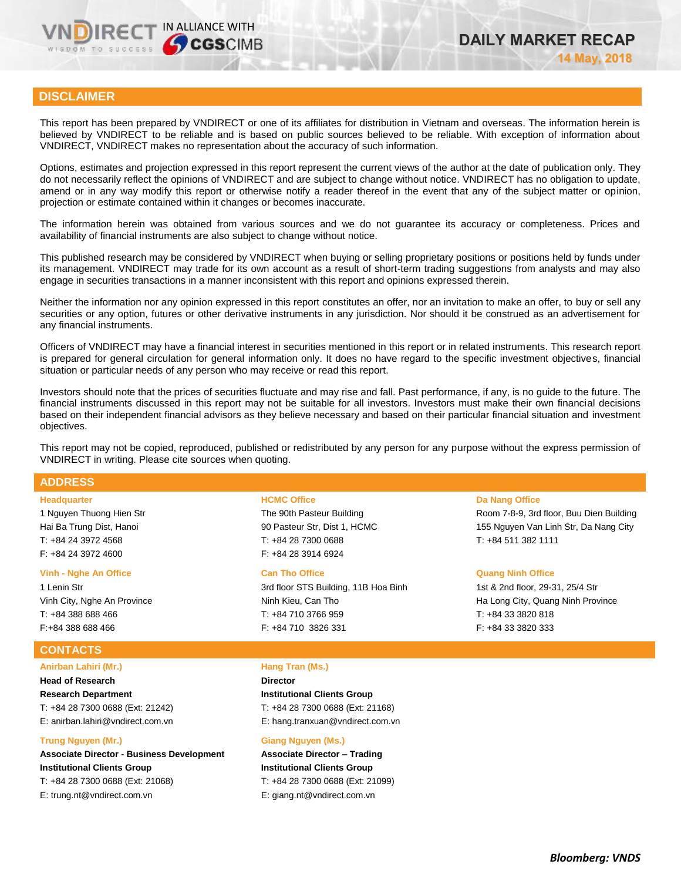# DAILY MARKET RECAP

14 May, 2018

## DISCLAIMER

This report has been prepared by VNDIRECT or one of its affiliates for distribution in Vietnam and overseas. The information herein is believed by VNDIRECT to be reliable and is based on public sources believed to be reliable. With exception of information about VNDIRECT, VNDIRECT makes no representation about the accuracy of such information.

Options, estimates and projection expressed in this report represent the current views of the author at the date of publication only. They do not necessarily reflect the opinions of VNDIRECT and are subject to change without notice. VNDIRECT has no obligation to update, amend or in any way modify this report or otherwise notify a reader thereof in the event that any of the subject matter or opinion, projection or estimate contained within it changes or becomes inaccurate.

The information herein was obtained from various sources and we do not guarantee its accuracy or completeness. Prices and availability of financial instruments are also subject to change without notice.

This published research may be considered by VNDIRECT when buying or selling proprietary positions or positions held by funds under its management. VNDIRECT may trade for its own account as a result of short-term trading suggestions from analysts and may also engage in securities transactions in a manner inconsistent with this report and opinions expressed therein.

Neither the information nor any opinion expressed in this report constitutes an offer, nor an invitation to make an offer, to buy or sell any securities or any option, futures or other derivative instruments in any jurisdiction. Nor should it be construed as an advertisement for any financial instruments.

Officers of VNDIRECT may have a financial interest in securities mentioned in this report or in related instruments. This research report is prepared for general circulation for general information only. It does no have regard to the specific investment objectives, financial situation or particular needs of any person who may receive or read this report.

Investors should note that the prices of securities fluctuate and may rise and fall. Past performance, if any, is no guide to the future. The financial instruments discussed in this report may not be suitable for all investors. Investors must make their own financial decisions based on their independent financial advisors as they believe necessary and based on their particular financial situation and investment objectives.

This report may not be copied, reproduced, published or redistributed by any person for any purpose without the express permission of VNDIRECT in writing. Please cite sources when quoting.

## ADDRESS

**Headquarter**
1 Nguyen Thuong Hien Str
Hai Ba Trung Dist, Hanoi
T: +84 24 3972 4568
F: +84 24 3972 4600

**HCMC Office**
The 90th Pasteur Building
90 Pasteur Str, Dist 1, HCMC
T: +84 28 7300 0688
F: +84 28 3914 6924

**Da Nang Office**
Room 7-8-9, 3rd floor, Buu Dien Building
155 Nguyen Van Linh Str, Da Nang City
T: +84 511 382 1111

**Vinh - Nghe An Office**
1 Lenin Str
Vinh City, Nghe An Province
T: +84 388 688 466
F:+84 388 688 466

**Can Tho Office**
3rd floor STS Building, 11B Hoa Binh
Ninh Kieu, Can Tho
T: +84 710 3766 959
F: +84 710 3826 331

**Quang Ninh Office**
1st & 2nd floor, 29-31, 25/4 Str
Ha Long City, Quang Ninh Province
T: +84 33 3820 818
F: +84 33 3820 333

## CONTACTS

**Anirban Lahiri (Mr.)**
**Head of Research**
**Research Department**
T: +84 28 7300 0688 (Ext: 21242)
E: anirban.lahiri@vndirect.com.vn

**Hang Tran (Ms.)**
**Director**
**Institutional Clients Group**
T: +84 28 7300 0688 (Ext: 21168)
E: hang.tranxuan@vndirect.com.vn

**Trung Nguyen (Mr.)**
**Associate Director - Business Development**
**Institutional Clients Group**
T: +84 28 7300 0688 (Ext: 21068)
E: trung.nt@vndirect.com.vn

**Giang Nguyen (Ms.)**
**Associate Director – Trading**
**Institutional Clients Group**
T: +84 28 7300 0688 (Ext: 21099)
E: giang.nt@vndirect.com.vn

***Bloomberg: VNDS***